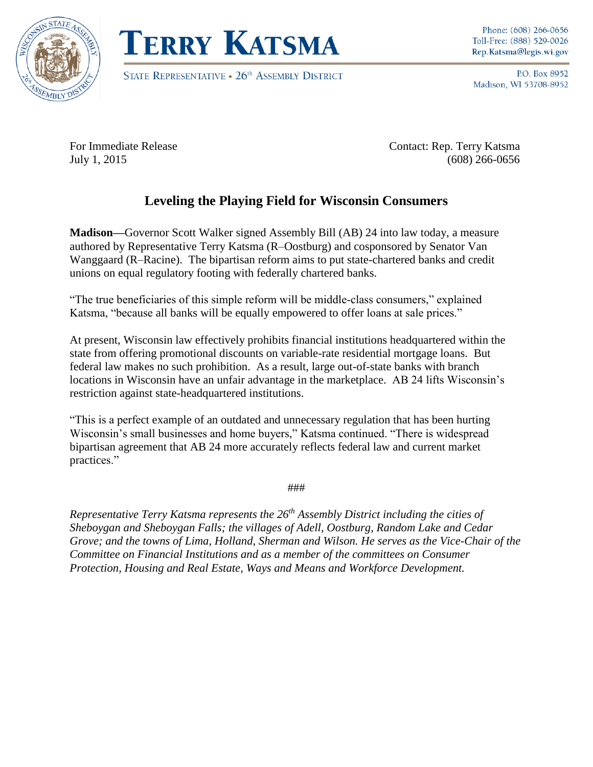**TERRY KATSMA**

STATE REPRESENTATIVE • 26th ASSEMBLY DISTRICT

Phone: (608) 266-0656
Toll-Free: (888) 529-0026
Rep.Katsma@legis.wi.gov

P.O. Box 8952
Madison, WI 53708-8952

For Immediate Release
July 1, 2015

Contact: Rep. Terry Katsma
(608) 266-0656

## Leveling the Playing Field for Wisconsin Consumers

**Madison**—Governor Scott Walker signed Assembly Bill (AB) 24 into law today, a measure authored by Representative Terry Katsma (R–Oostburg) and cosponsored by Senator Van Wanggaard (R–Racine). The bipartisan reform aims to put state-chartered banks and credit unions on equal regulatory footing with federally chartered banks.

"The true beneficiaries of this simple reform will be middle-class consumers," explained Katsma, "because all banks will be equally empowered to offer loans at sale prices."

At present, Wisconsin law effectively prohibits financial institutions headquartered within the state from offering promotional discounts on variable-rate residential mortgage loans. But federal law makes no such prohibition. As a result, large out-of-state banks with branch locations in Wisconsin have an unfair advantage in the marketplace. AB 24 lifts Wisconsin's restriction against state-headquartered institutions.

"This is a perfect example of an outdated and unnecessary regulation that has been hurting Wisconsin's small businesses and home buyers," Katsma continued. "There is widespread bipartisan agreement that AB 24 more accurately reflects federal law and current market practices."

###

*Representative Terry Katsma represents the 26th Assembly District including the cities of Sheboygan and Sheboygan Falls; the villages of Adell, Oostburg, Random Lake and Cedar Grove; and the towns of Lima, Holland, Sherman and Wilson. He serves as the Vice-Chair of the Committee on Financial Institutions and as a member of the committees on Consumer Protection, Housing and Real Estate, Ways and Means and Workforce Development.*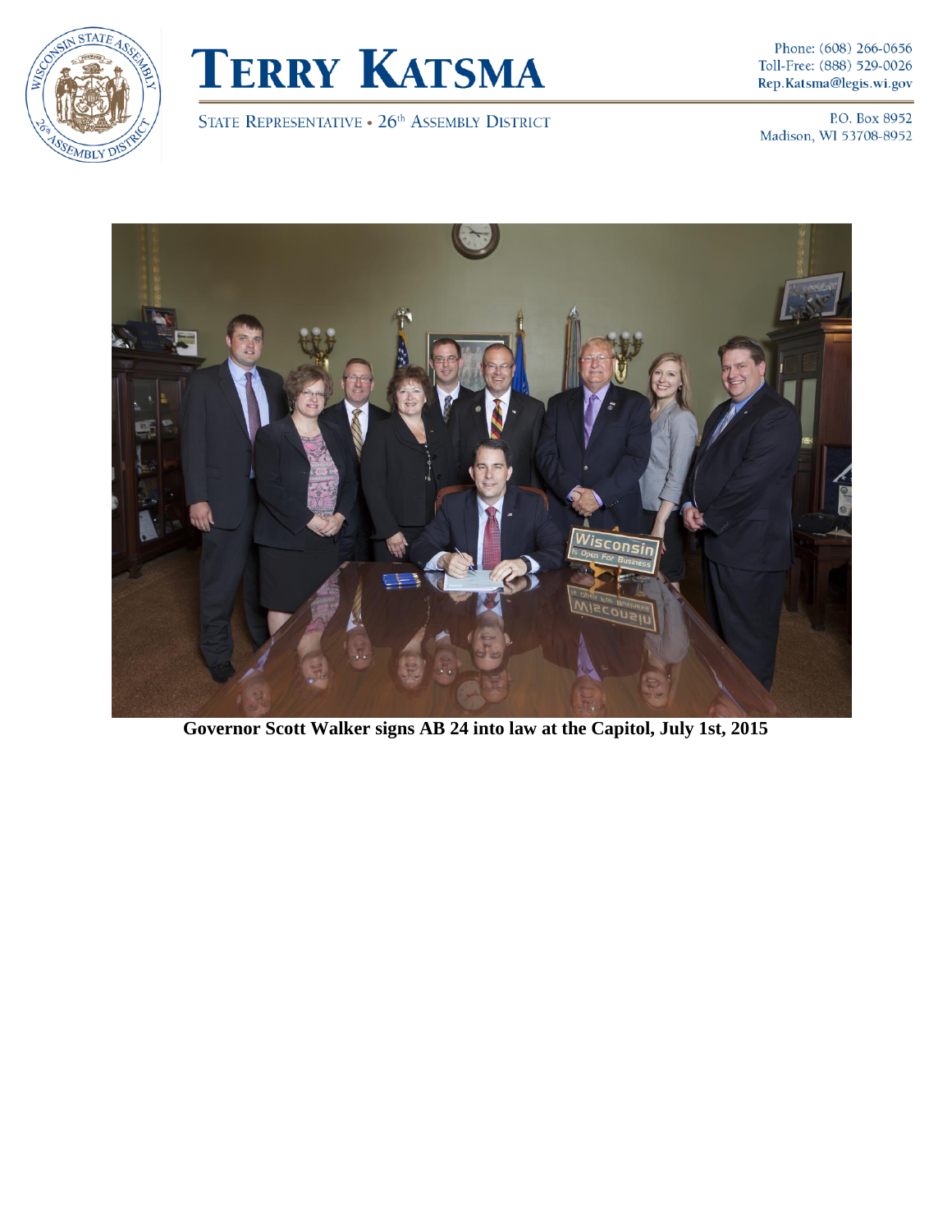Governor Scott Walker signs AB 24 into law at the Capitol, July 1st, 2015